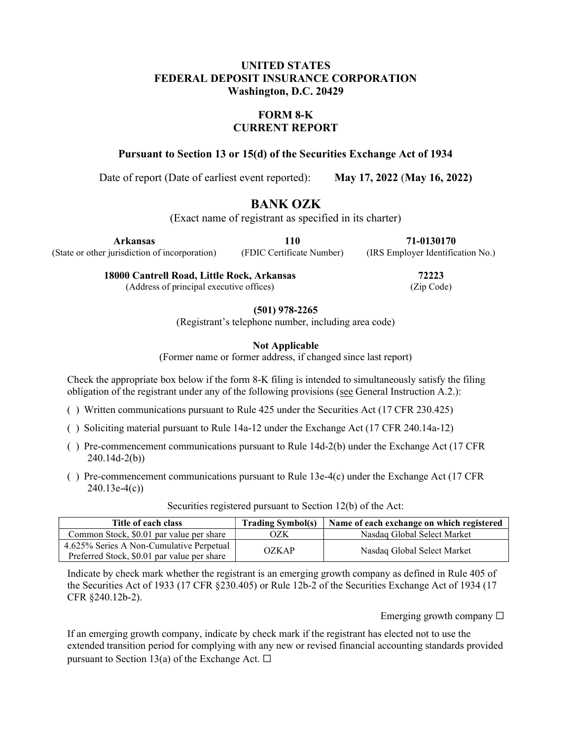**UNITED STATES**
**FEDERAL DEPOSIT INSURANCE CORPORATION**
**Washington, D.C. 20429**

**FORM 8-K**
**CURRENT REPORT**

**Pursuant to Section 13 or 15(d) of the Securities Exchange Act of 1934**

Date of report (Date of earliest event reported): **May 17, 2022** (**May 16, 2022)**

# BANK OZK

(Exact name of registrant as specified in its charter)

| **Arkansas** | **110** | **71-0130170** |
|---|---|---|
| (State or other jurisdiction of incorporation) | (FDIC Certificate Number) | (IRS Employer Identification No.) |

| **18000 Cantrell Road, Little Rock, Arkansas** | **72223** |
|---|---|
| (Address of principal executive offices) | (Zip Code) |

**(501) 978-2265**
(Registrant's telephone number, including area code)

**Not Applicable**
(Former name or former address, if changed since last report)

Check the appropriate box below if the form 8-K filing is intended to simultaneously satisfy the filing obligation of the registrant under any of the following provisions (see General Instruction A.2.):

( ) Written communications pursuant to Rule 425 under the Securities Act (17 CFR 230.425)

( ) Soliciting material pursuant to Rule 14a-12 under the Exchange Act (17 CFR 240.14a-12)

( ) Pre-commencement communications pursuant to Rule 14d-2(b) under the Exchange Act (17 CFR 240.14d-2(b))

( ) Pre-commencement communications pursuant to Rule 13e-4(c) under the Exchange Act (17 CFR 240.13e-4(c))

Securities registered pursuant to Section 12(b) of the Act:

| Title of each class | Trading Symbol(s) | Name of each exchange on which registered |
|---|---|---|
| Common Stock, $0.01 par value per share | OZK | Nasdaq Global Select Market |
| 4.625% Series A Non-Cumulative Perpetual Preferred Stock, $0.01 par value per share | OZKAP | Nasdaq Global Select Market |

Indicate by check mark whether the registrant is an emerging growth company as defined in Rule 405 of the Securities Act of 1933 (17 CFR §230.405) or Rule 12b-2 of the Securities Exchange Act of 1934 (17 CFR §240.12b-2).

Emerging growth company ☐

If an emerging growth company, indicate by check mark if the registrant has elected not to use the extended transition period for complying with any new or revised financial accounting standards provided pursuant to Section 13(a) of the Exchange Act. ☐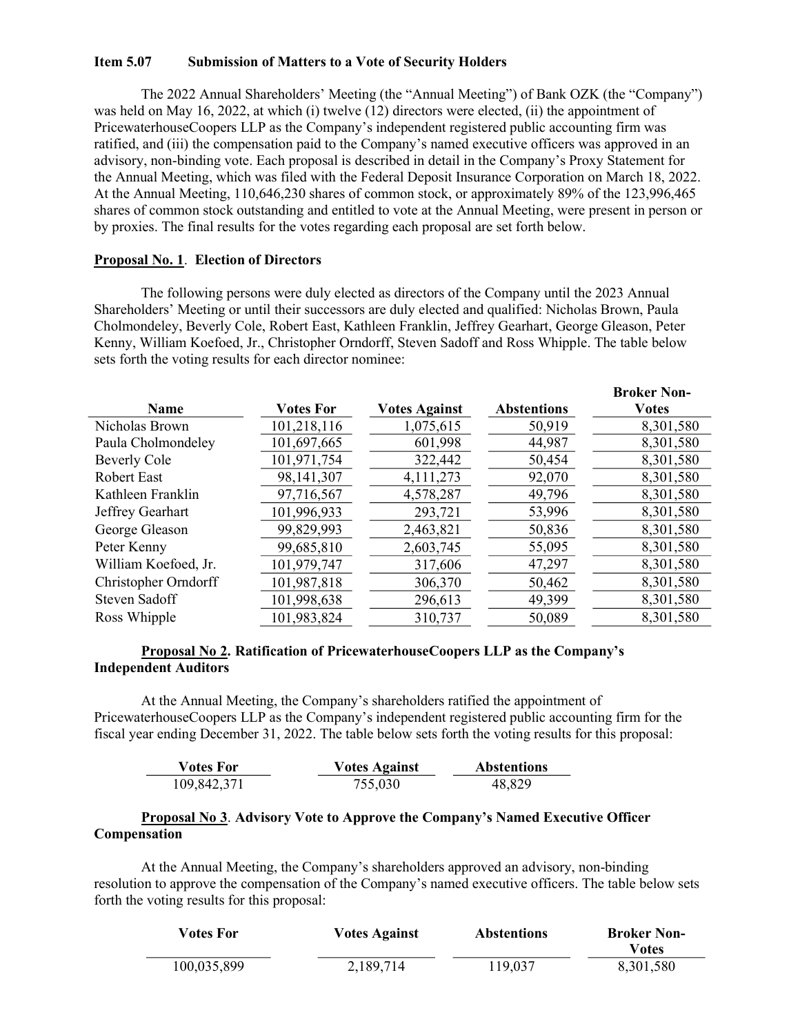### Item 5.07 Submission of Matters to a Vote of Security Holders

The 2022 Annual Shareholders' Meeting (the "Annual Meeting") of Bank OZK (the "Company") was held on May 16, 2022, at which (i) twelve (12) directors were elected, (ii) the appointment of PricewaterhouseCoopers LLP as the Company's independent registered public accounting firm was ratified, and (iii) the compensation paid to the Company's named executive officers was approved in an advisory, non-binding vote. Each proposal is described in detail in the Company's Proxy Statement for the Annual Meeting, which was filed with the Federal Deposit Insurance Corporation on March 18, 2022. At the Annual Meeting, 110,646,230 shares of common stock, or approximately 89% of the 123,996,465 shares of common stock outstanding and entitled to vote at the Annual Meeting, were present in person or by proxies. The final results for the votes regarding each proposal are set forth below.

**Proposal No. 1. Election of Directors**

The following persons were duly elected as directors of the Company until the 2023 Annual Shareholders' Meeting or until their successors are duly elected and qualified: Nicholas Brown, Paula Cholmondeley, Beverly Cole, Robert East, Kathleen Franklin, Jeffrey Gearhart, George Gleason, Peter Kenny, William Koefoed, Jr., Christopher Orndorff, Steven Sadoff and Ross Whipple. The table below sets forth the voting results for each director nominee:

| Name | Votes For | Votes Against | Abstentions | Broker Non-Votes |
|---|---|---|---|---|
| Nicholas Brown | 101,218,116 | 1,075,615 | 50,919 | 8,301,580 |
| Paula Cholmondeley | 101,697,665 | 601,998 | 44,987 | 8,301,580 |
| Beverly Cole | 101,971,754 | 322,442 | 50,454 | 8,301,580 |
| Robert East | 98,141,307 | 4,111,273 | 92,070 | 8,301,580 |
| Kathleen Franklin | 97,716,567 | 4,578,287 | 49,796 | 8,301,580 |
| Jeffrey Gearhart | 101,996,933 | 293,721 | 53,996 | 8,301,580 |
| George Gleason | 99,829,993 | 2,463,821 | 50,836 | 8,301,580 |
| Peter Kenny | 99,685,810 | 2,603,745 | 55,095 | 8,301,580 |
| William Koefoed, Jr. | 101,979,747 | 317,606 | 47,297 | 8,301,580 |
| Christopher Orndorff | 101,987,818 | 306,370 | 50,462 | 8,301,580 |
| Steven Sadoff | 101,998,638 | 296,613 | 49,399 | 8,301,580 |
| Ross Whipple | 101,983,824 | 310,737 | 50,089 | 8,301,580 |

**Proposal No 2. Ratification of PricewaterhouseCoopers LLP as the Company's Independent Auditors**

At the Annual Meeting, the Company's shareholders ratified the appointment of PricewaterhouseCoopers LLP as the Company's independent registered public accounting firm for the fiscal year ending December 31, 2022. The table below sets forth the voting results for this proposal:

| Votes For | Votes Against | Abstentions |
|---|---|---|
| 109,842,371 | 755,030 | 48,829 |

**Proposal No 3. Advisory Vote to Approve the Company's Named Executive Officer Compensation**

At the Annual Meeting, the Company's shareholders approved an advisory, non-binding resolution to approve the compensation of the Company's named executive officers. The table below sets forth the voting results for this proposal:

| Votes For | Votes Against | Abstentions | Broker Non-Votes |
|---|---|---|---|
| 100,035,899 | 2,189,714 | 119,037 | 8,301,580 |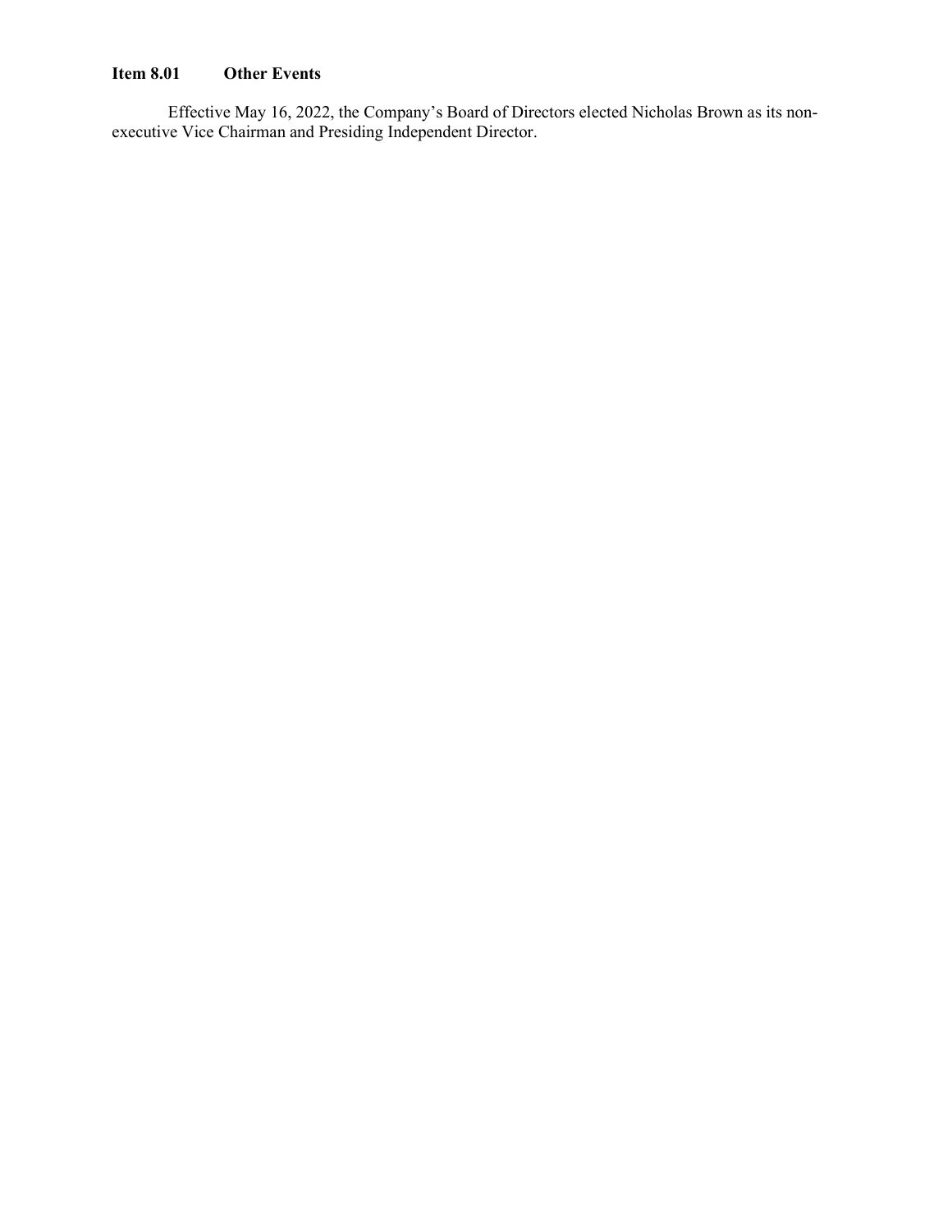**Item 8.01 Other Events**

Effective May 16, 2022, the Company's Board of Directors elected Nicholas Brown as its non-executive Vice Chairman and Presiding Independent Director.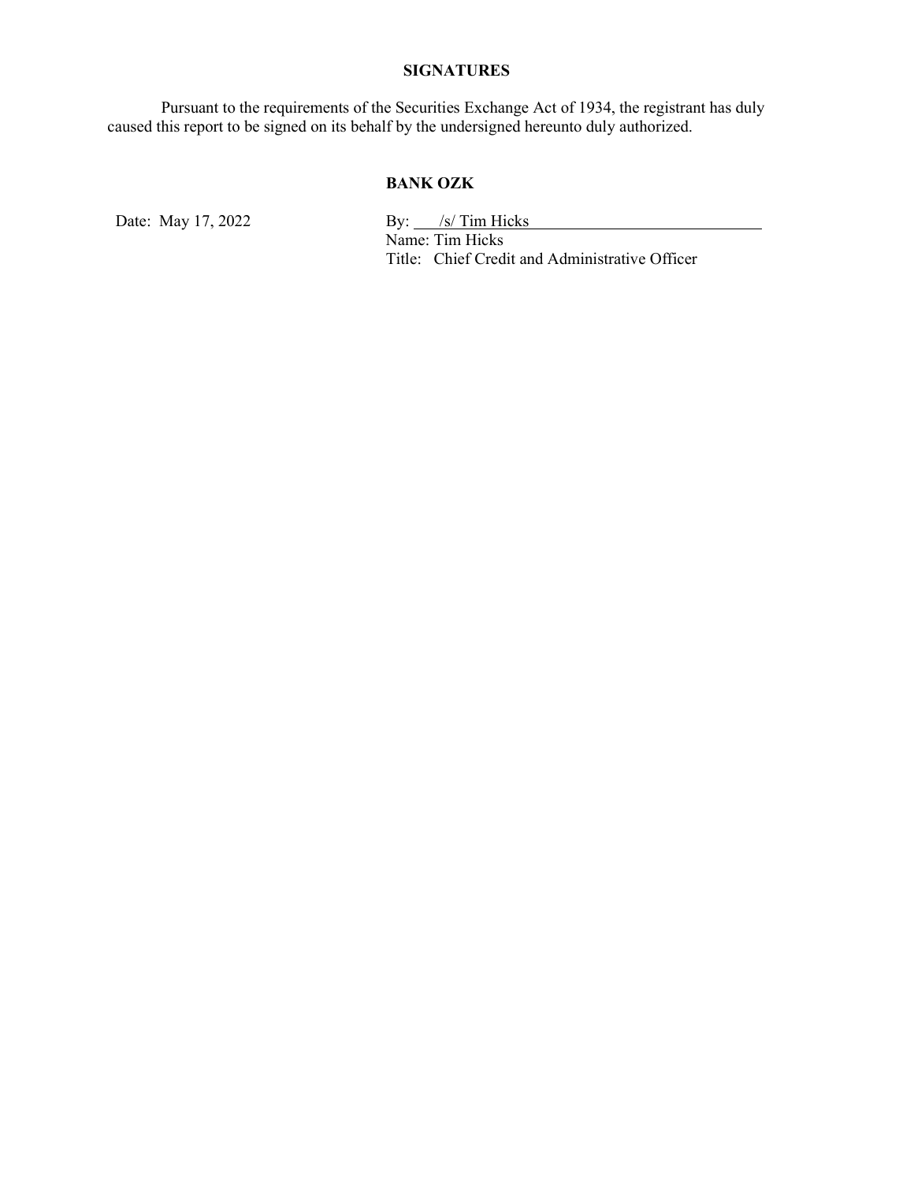**SIGNATURES**

Pursuant to the requirements of the Securities Exchange Act of 1934, the registrant has duly caused this report to be signed on its behalf by the undersigned hereunto duly authorized.

**BANK OZK**

Date: May 17, 2022

By: /s/ Tim Hicks
Name: Tim Hicks
Title: Chief Credit and Administrative Officer